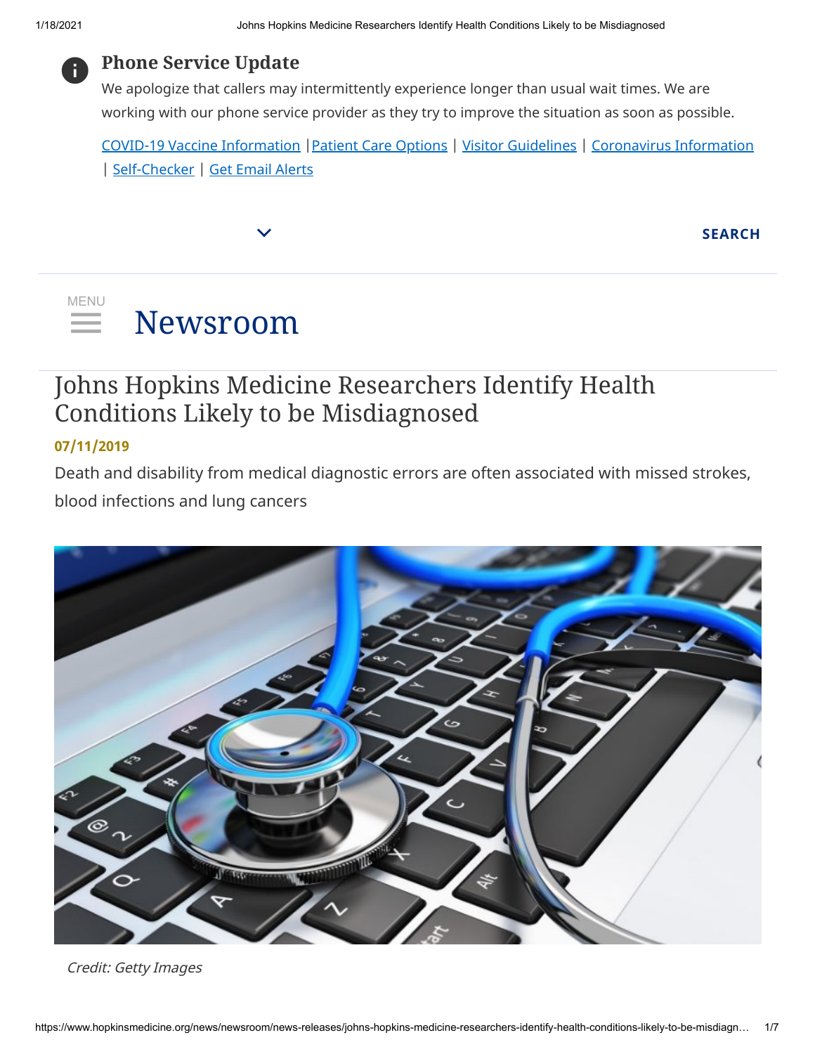**Phone Service Update**

We apologize that callers may intermittently experience longer than usual wait times. We are working with our phone service provider as they try to improve the situation as soon as possible.

COVID-19 Vaccine Information | Patient Care Options | Visitor Guidelines | Coronavirus Information | Self-Checker | Get Email Alerts

SEARCH

MENU

Newsroom

# Johns Hopkins Medicine Researchers Identify Health Conditions Likely to be Misdiagnosed

**07/11/2019**

Death and disability from medical diagnostic errors are often associated with missed strokes, blood infections and lung cancers

*Credit: Getty Images*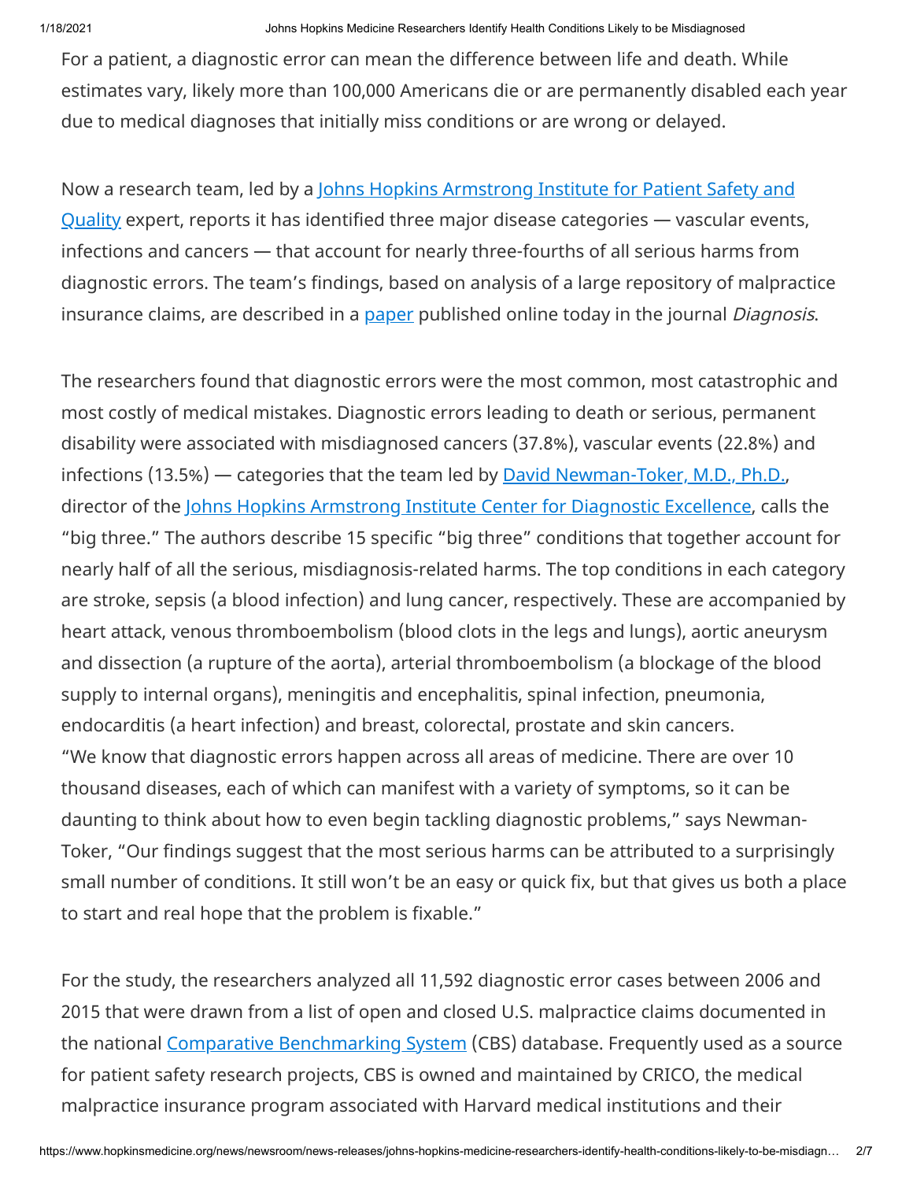For a patient, a diagnostic error can mean the difference between life and death. While estimates vary, likely more than 100,000 Americans die or are permanently disabled each year due to medical diagnoses that initially miss conditions or are wrong or delayed.

Now a research team, led by a [Johns Hopkins Armstrong Institute for Patient Safety and Quality](#) expert, reports it has identified three major disease categories — vascular events, infections and cancers — that account for nearly three-fourths of all serious harms from diagnostic errors. The team's findings, based on analysis of a large repository of malpractice insurance claims, are described in a [paper](#) published online today in the journal *Diagnosis*.

The researchers found that diagnostic errors were the most common, most catastrophic and most costly of medical mistakes. Diagnostic errors leading to death or serious, permanent disability were associated with misdiagnosed cancers (37.8%), vascular events (22.8%) and infections (13.5%) — categories that the team led by [David Newman-Toker, M.D., Ph.D.](#), director of the [Johns Hopkins Armstrong Institute Center for Diagnostic Excellence](#), calls the "big three." The authors describe 15 specific "big three" conditions that together account for nearly half of all the serious, misdiagnosis-related harms. The top conditions in each category are stroke, sepsis (a blood infection) and lung cancer, respectively. These are accompanied by heart attack, venous thromboembolism (blood clots in the legs and lungs), aortic aneurysm and dissection (a rupture of the aorta), arterial thromboembolism (a blockage of the blood supply to internal organs), meningitis and encephalitis, spinal infection, pneumonia, endocarditis (a heart infection) and breast, colorectal, prostate and skin cancers.
"We know that diagnostic errors happen across all areas of medicine. There are over 10 thousand diseases, each of which can manifest with a variety of symptoms, so it can be daunting to think about how to even begin tackling diagnostic problems," says Newman-Toker, "Our findings suggest that the most serious harms can be attributed to a surprisingly small number of conditions. It still won't be an easy or quick fix, but that gives us both a place to start and real hope that the problem is fixable."

For the study, the researchers analyzed all 11,592 diagnostic error cases between 2006 and 2015 that were drawn from a list of open and closed U.S. malpractice claims documented in the national [Comparative Benchmarking System](#) (CBS) database. Frequently used as a source for patient safety research projects, CBS is owned and maintained by CRICO, the medical malpractice insurance program associated with Harvard medical institutions and their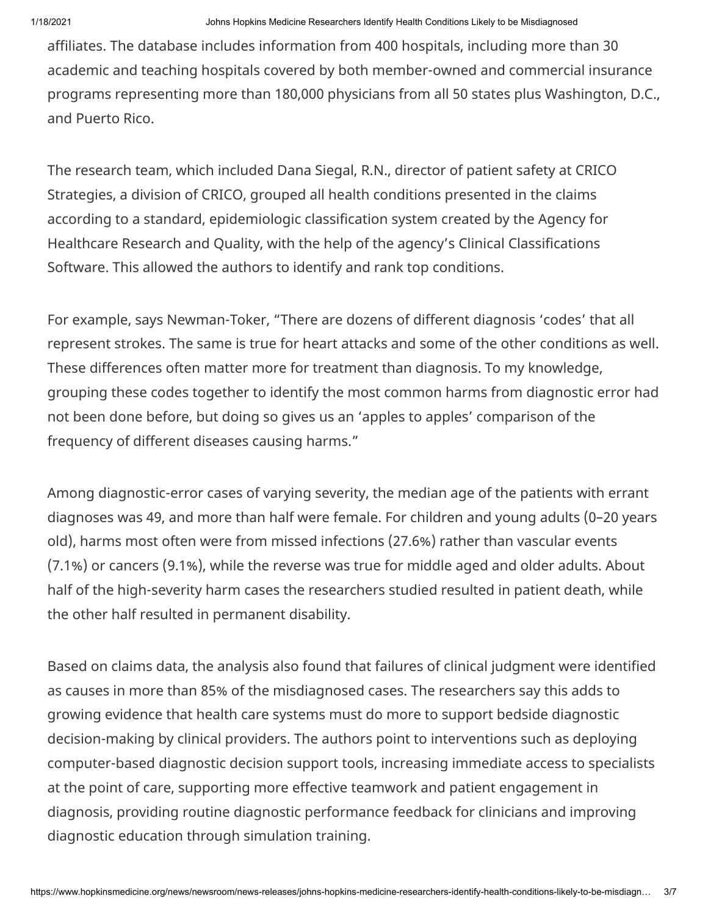affiliates. The database includes information from 400 hospitals, including more than 30 academic and teaching hospitals covered by both member-owned and commercial insurance programs representing more than 180,000 physicians from all 50 states plus Washington, D.C., and Puerto Rico.

The research team, which included Dana Siegal, R.N., director of patient safety at CRICO Strategies, a division of CRICO, grouped all health conditions presented in the claims according to a standard, epidemiologic classification system created by the Agency for Healthcare Research and Quality, with the help of the agency's Clinical Classifications Software. This allowed the authors to identify and rank top conditions.

For example, says Newman-Toker, "There are dozens of different diagnosis 'codes' that all represent strokes. The same is true for heart attacks and some of the other conditions as well. These differences often matter more for treatment than diagnosis. To my knowledge, grouping these codes together to identify the most common harms from diagnostic error had not been done before, but doing so gives us an 'apples to apples' comparison of the frequency of different diseases causing harms."

Among diagnostic-error cases of varying severity, the median age of the patients with errant diagnoses was 49, and more than half were female. For children and young adults (0–20 years old), harms most often were from missed infections (27.6%) rather than vascular events (7.1%) or cancers (9.1%), while the reverse was true for middle aged and older adults. About half of the high-severity harm cases the researchers studied resulted in patient death, while the other half resulted in permanent disability.

Based on claims data, the analysis also found that failures of clinical judgment were identified as causes in more than 85% of the misdiagnosed cases. The researchers say this adds to growing evidence that health care systems must do more to support bedside diagnostic decision-making by clinical providers. The authors point to interventions such as deploying computer-based diagnostic decision support tools, increasing immediate access to specialists at the point of care, supporting more effective teamwork and patient engagement in diagnosis, providing routine diagnostic performance feedback for clinicians and improving diagnostic education through simulation training.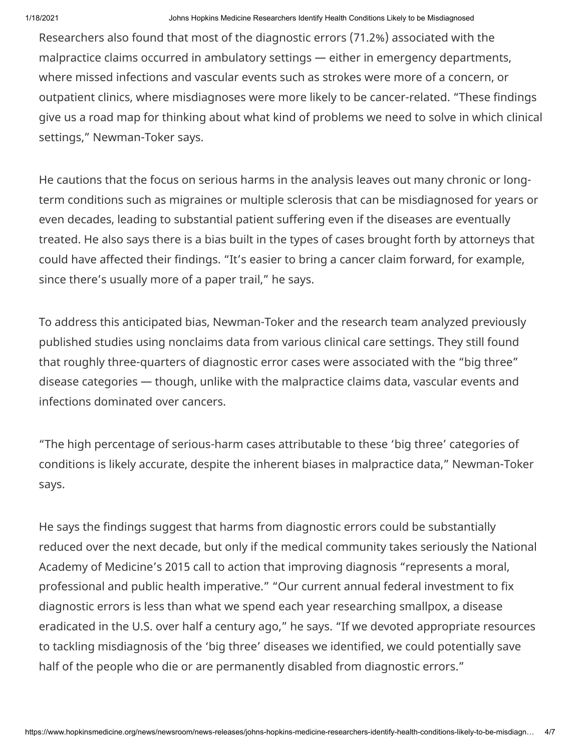Researchers also found that most of the diagnostic errors (71.2%) associated with the malpractice claims occurred in ambulatory settings — either in emergency departments, where missed infections and vascular events such as strokes were more of a concern, or outpatient clinics, where misdiagnoses were more likely to be cancer-related. “These findings give us a road map for thinking about what kind of problems we need to solve in which clinical settings,” Newman-Toker says.

He cautions that the focus on serious harms in the analysis leaves out many chronic or long-term conditions such as migraines or multiple sclerosis that can be misdiagnosed for years or even decades, leading to substantial patient suffering even if the diseases are eventually treated. He also says there is a bias built in the types of cases brought forth by attorneys that could have affected their findings. “It’s easier to bring a cancer claim forward, for example, since there’s usually more of a paper trail,” he says.

To address this anticipated bias, Newman-Toker and the research team analyzed previously published studies using nonclaims data from various clinical care settings. They still found that roughly three-quarters of diagnostic error cases were associated with the “big three” disease categories — though, unlike with the malpractice claims data, vascular events and infections dominated over cancers.

“The high percentage of serious-harm cases attributable to these ‘big three’ categories of conditions is likely accurate, despite the inherent biases in malpractice data,” Newman-Toker says.

He says the findings suggest that harms from diagnostic errors could be substantially reduced over the next decade, but only if the medical community takes seriously the National Academy of Medicine’s 2015 call to action that improving diagnosis “represents a moral, professional and public health imperative.” “Our current annual federal investment to fix diagnostic errors is less than what we spend each year researching smallpox, a disease eradicated in the U.S. over half a century ago,” he says. “If we devoted appropriate resources to tackling misdiagnosis of the ‘big three’ diseases we identified, we could potentially save half of the people who die or are permanently disabled from diagnostic errors.”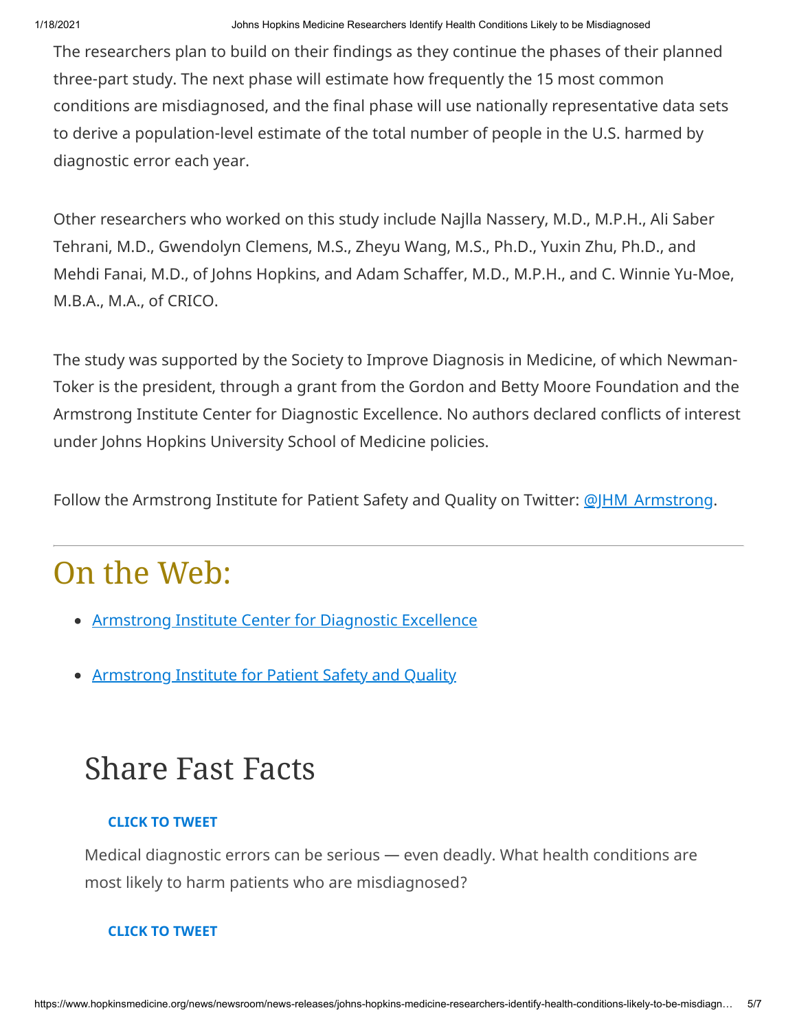The researchers plan to build on their findings as they continue the phases of their planned three-part study. The next phase will estimate how frequently the 15 most common conditions are misdiagnosed, and the final phase will use nationally representative data sets to derive a population-level estimate of the total number of people in the U.S. harmed by diagnostic error each year.

Other researchers who worked on this study include Najlla Nassery, M.D., M.P.H., Ali Saber Tehrani, M.D., Gwendolyn Clemens, M.S., Zheyu Wang, M.S., Ph.D., Yuxin Zhu, Ph.D., and Mehdi Fanai, M.D., of Johns Hopkins, and Adam Schaffer, M.D., M.P.H., and C. Winnie Yu-Moe, M.B.A., M.A., of CRICO.

The study was supported by the Society to Improve Diagnosis in Medicine, of which Newman-Toker is the president, through a grant from the Gordon and Betty Moore Foundation and the Armstrong Institute Center for Diagnostic Excellence. No authors declared conflicts of interest under Johns Hopkins University School of Medicine policies.

Follow the Armstrong Institute for Patient Safety and Quality on Twitter: @JHM_Armstrong.

---

# On the Web:

- Armstrong Institute Center for Diagnostic Excellence
- Armstrong Institute for Patient Safety and Quality

## Share Fast Facts

**CLICK TO TWEET**

Medical diagnostic errors can be serious — even deadly. What health conditions are most likely to harm patients who are misdiagnosed?

**CLICK TO TWEET**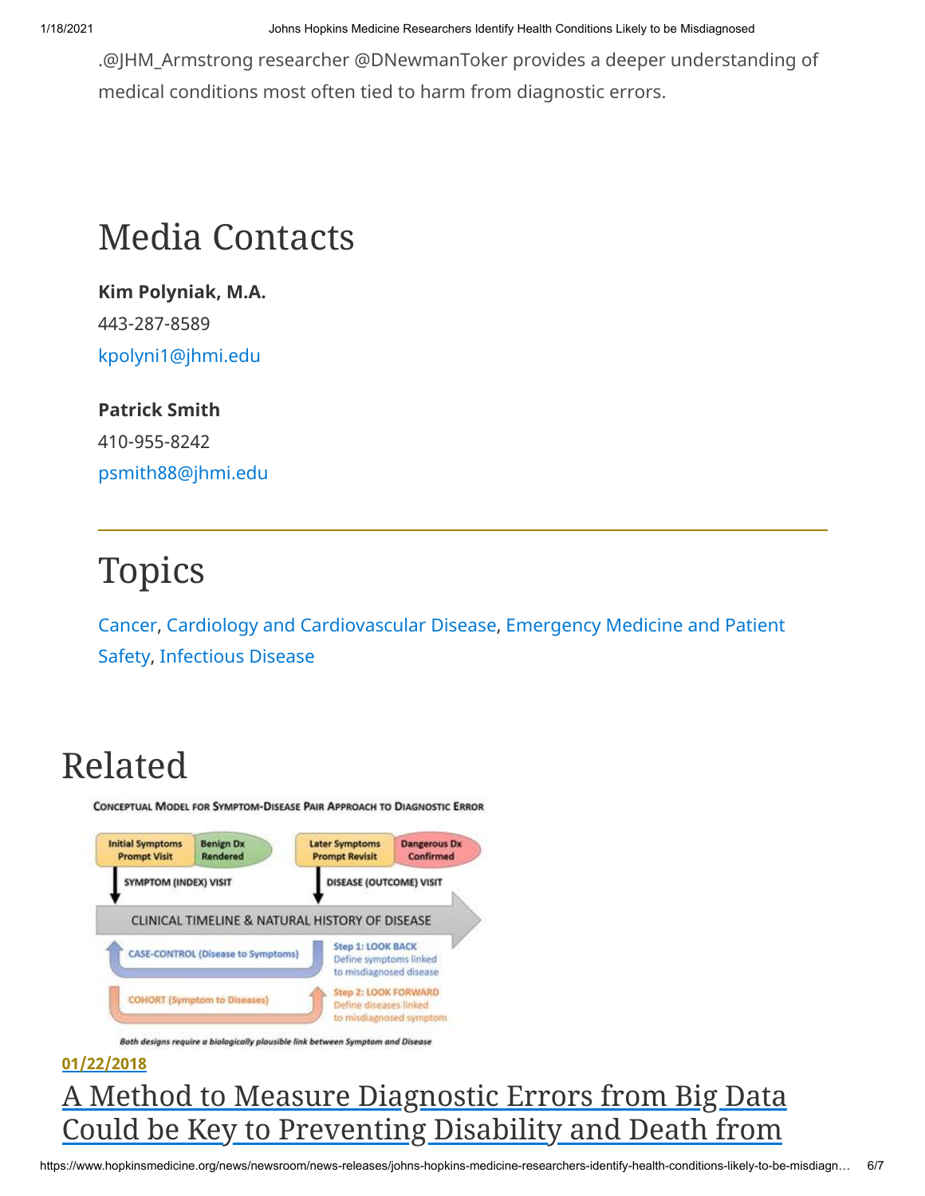.@JHM_Armstrong researcher @DNewmanToker provides a deeper understanding of medical conditions most often tied to harm from diagnostic errors.

## Media Contacts

**Kim Polyniak, M.A.**

443-287-8589

kpolyni1@jhmi.edu

**Patrick Smith**

410-955-8242

psmith88@jhmi.edu

## Topics

Cancer, Cardiology and Cardiovascular Disease, Emergency Medicine and Patient Safety, Infectious Disease

# Related

01/22/2018

## A Method to Measure Diagnostic Errors from Big Data Could be Key to Preventing Disability and Death from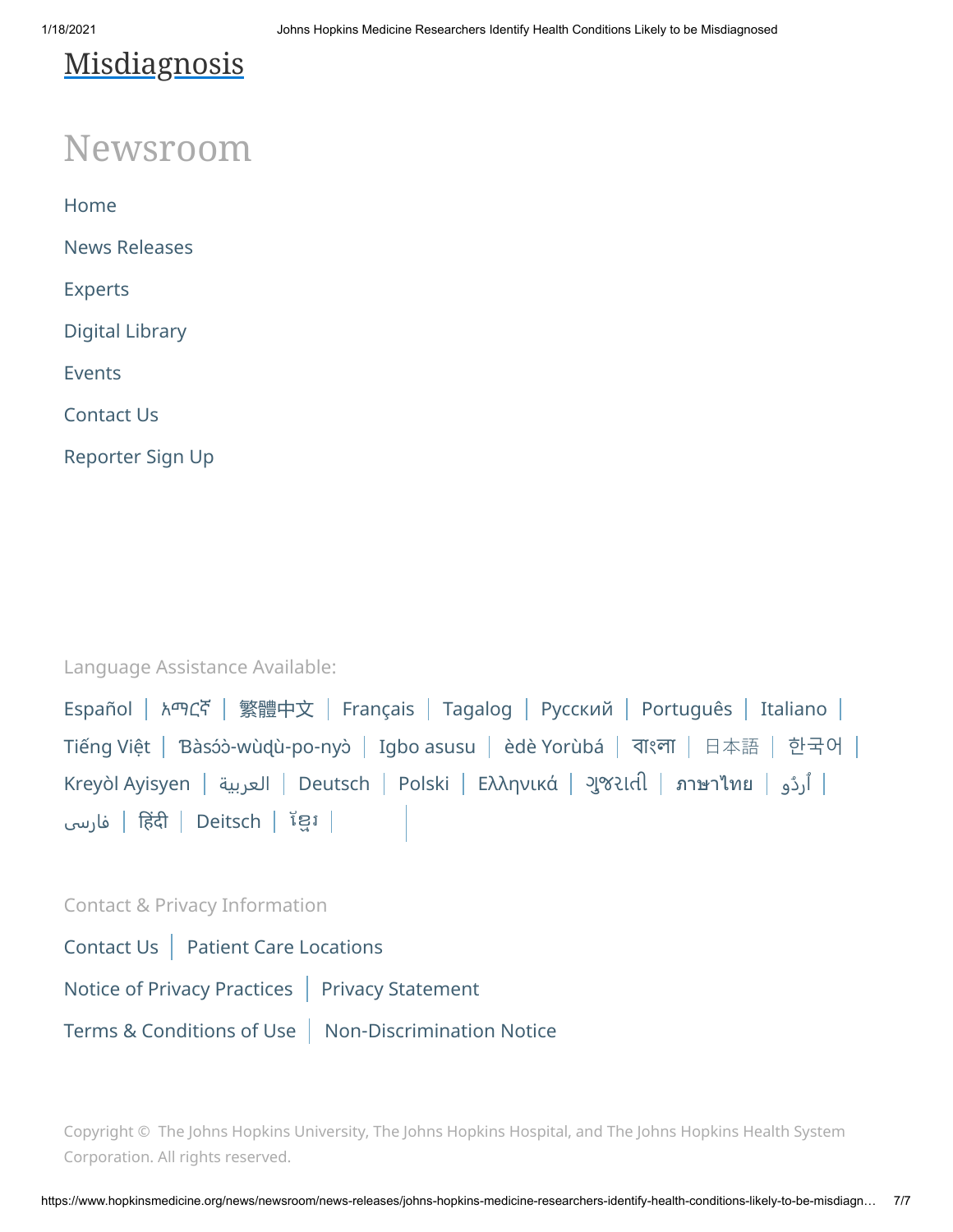[Misdiagnosis]

# Newsroom

- Home
- News Releases
- Experts
- Digital Library
- Events
- Contact Us
- Reporter Sign Up

Language Assistance Available:

Español | አማርኛ | 繁體中文 | Français | Tagalog | Русский | Português | Italiano | Tiếng Việt | Ɓàsɔ́ɔ̀-wùɖù-po-nyɔ̀ | Igbo asusu | èdè Yorùbá | বাংলা | 日本語 | 한국어 | Kreyòl Ayisyen | العربية | Deutsch | Polski | Ελληνικά | ગુજરાતી | ภาษาไทย | اُردُو | فارسی | हिंदी | Deitsch | ខ្មែរ |

Contact & Privacy Information

Contact Us | Patient Care Locations

Notice of Privacy Practices | Privacy Statement

Terms & Conditions of Use | Non-Discrimination Notice

Copyright © The Johns Hopkins University, The Johns Hopkins Hospital, and The Johns Hopkins Health System Corporation. All rights reserved.